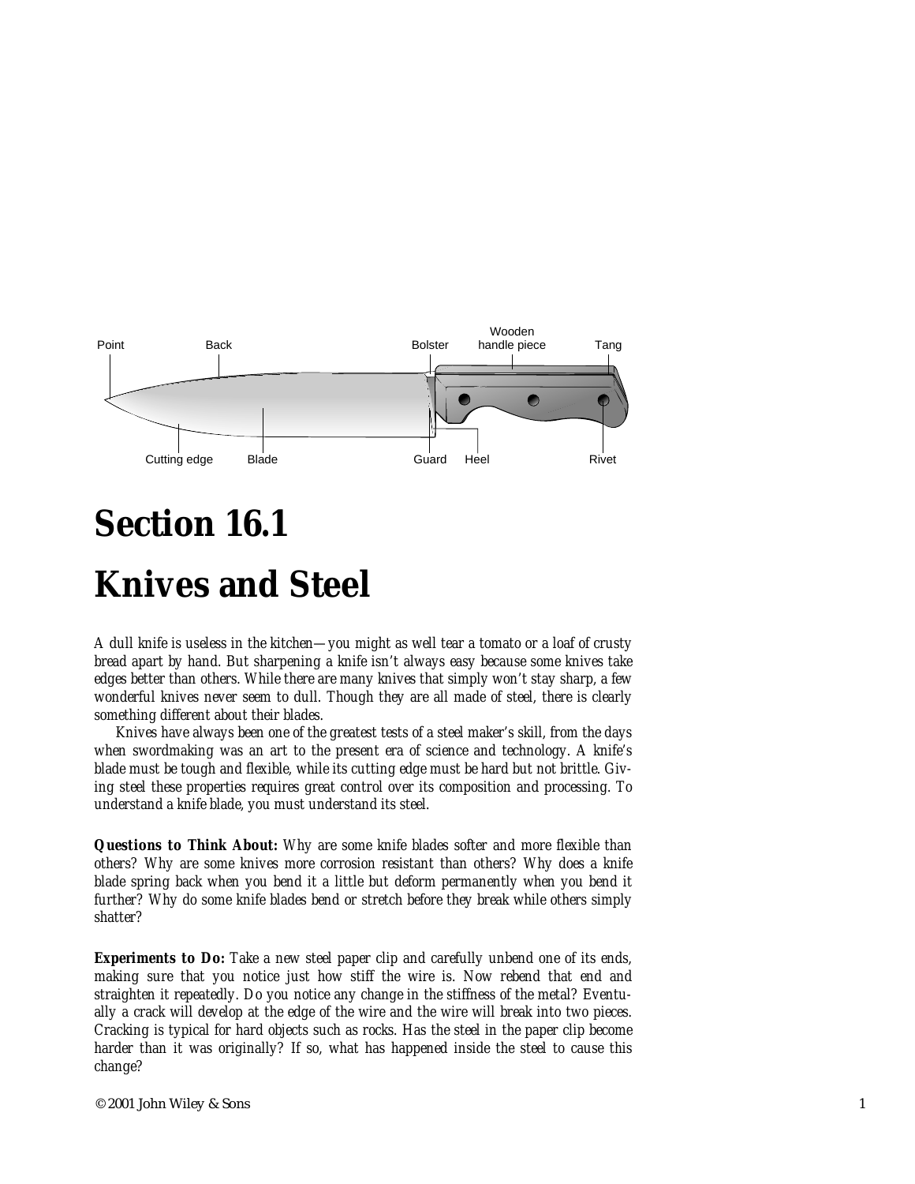# Section 16.1

# Knives and Steel

A dull knife is useless in the kitchen—you might as well tear a tomato or a loaf of crusty bread apart by hand. But sharpening a knife isn't always easy because some knives take edges better than others. While there are many knives that simply won't stay sharp, a few wonderful knives never seem to dull. Though they are all made of steel, there is clearly something different about their blades.

Knives have always been one of the greatest tests of a steel maker's skill, from the days when swordmaking was an art to the present era of science and technology. A knife's blade must be tough and flexible, while its cutting edge must be hard but not brittle. Giving steel these properties requires great control over its composition and processing. To understand a knife blade, you must understand its steel.

**Questions to Think About:** Why are some knife blades softer and more flexible than others? Why are some knives more corrosion resistant than others? Why does a knife blade spring back when you bend it a little but deform permanently when you bend it further? Why do some knife blades bend or stretch before they break while others simply shatter?

**Experiments to Do:** Take a new steel paper clip and carefully unbend one of its ends, making sure that you notice just how stiff the wire is. Now rebend that end and straighten it repeatedly. Do you notice any change in the stiffness of the metal? Eventually a crack will develop at the edge of the wire and the wire will break into two pieces. Cracking is typical for hard objects such as rocks. Has the steel in the paper clip become harder than it was originally? If so, what has happened inside the steel to cause this change?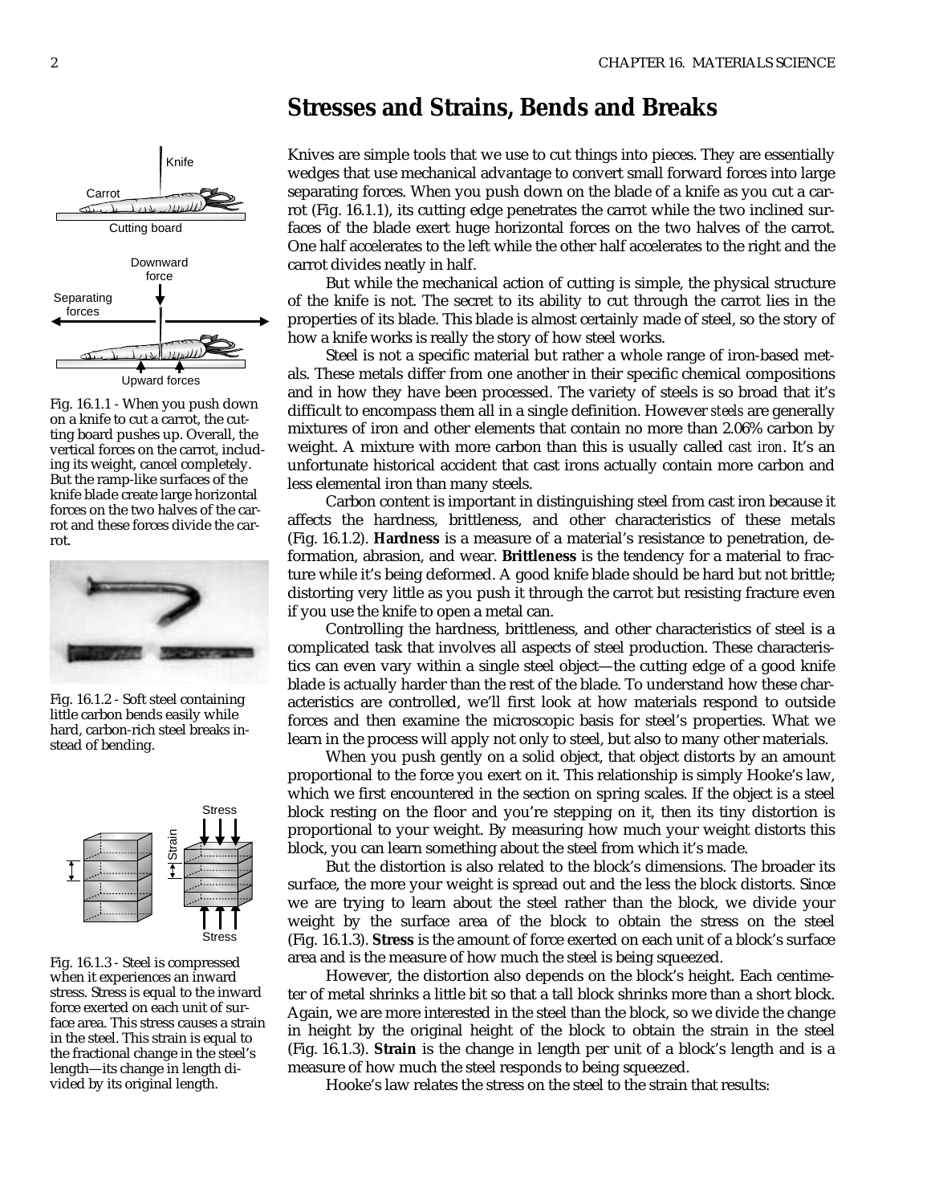## Stresses and Strains, Bends and Breaks

Knives are simple tools that we use to cut things into pieces. They are essentially wedges that use mechanical advantage to convert small forward forces into large separating forces. When you push down on the blade of a knife as you cut a carrot (Fig. 16.1.1), its cutting edge penetrates the carrot while the two inclined surfaces of the blade exert huge horizontal forces on the two halves of the carrot. One half accelerates to the left while the other half accelerates to the right and the carrot divides neatly in half.

Fig. 16.1.1 - When you push down on a knife to cut a carrot, the cutting board pushes up. Overall, the vertical forces on the carrot, including its weight, cancel completely. But the ramp-like surfaces of the knife blade create large horizontal forces on the two halves of the carrot and these forces divide the carrot.

But while the mechanical action of cutting is simple, the physical structure of the knife is not. The secret to its ability to cut through the carrot lies in the properties of its blade. This blade is almost certainly made of steel, so the story of how a knife works is really the story of how steel works.

Steel is not a specific material but rather a whole range of iron-based metals. These metals differ from one another in their specific chemical compositions and in how they have been processed. The variety of steels is so broad that it's difficult to encompass them all in a single definition. However *steels* are generally mixtures of iron and other elements that contain no more than 2.06% carbon by weight. A mixture with more carbon than this is usually called *cast iron*. It's an unfortunate historical accident that cast irons actually contain more carbon and less elemental iron than many steels.

Carbon content is important in distinguishing steel from cast iron because it affects the hardness, brittleness, and other characteristics of these metals (Fig. 16.1.2). **Hardness** is a measure of a material's resistance to penetration, deformation, abrasion, and wear. **Brittleness** is the tendency for a material to fracture while it's being deformed. A good knife blade should be hard but not brittle; distorting very little as you push it through the carrot but resisting fracture even if you use the knife to open a metal can.

Fig. 16.1.2 - Soft steel containing little carbon bends easily while hard, carbon-rich steel breaks instead of bending.

Controlling the hardness, brittleness, and other characteristics of steel is a complicated task that involves all aspects of steel production. These characteristics can even vary within a single steel object—the cutting edge of a good knife blade is actually harder than the rest of the blade. To understand how these characteristics are controlled, we'll first look at how materials respond to outside forces and then examine the microscopic basis for steel's properties. What we learn in the process will apply not only to steel, but also to many other materials.

When you push gently on a solid object, that object distorts by an amount proportional to the force you exert on it. This relationship is simply Hooke's law, which we first encountered in the section on spring scales. If the object is a steel block resting on the floor and you're stepping on it, then its tiny distortion is proportional to your weight. By measuring how much your weight distorts this block, you can learn something about the steel from which it's made.

But the distortion is also related to the block's dimensions. The broader its surface, the more your weight is spread out and the less the block distorts. Since we are trying to learn about the steel rather than the block, we divide your weight by the surface area of the block to obtain the stress on the steel (Fig. 16.1.3). **Stress** is the amount of force exerted on each unit of a block's surface area and is the measure of how much the steel is being squeezed.

Fig. 16.1.3 - Steel is compressed when it experiences an inward stress. Stress is equal to the inward force exerted on each unit of surface area. This stress causes a strain in the steel. This strain is equal to the fractional change in the steel's length—its change in length divided by its original length.

However, the distortion also depends on the block's height. Each centimeter of metal shrinks a little bit so that a tall block shrinks more than a short block. Again, we are more interested in the steel than the block, so we divide the change in height by the original height of the block to obtain the strain in the steel (Fig. 16.1.3). **Strain** is the change in length per unit of a block's length and is a measure of how much the steel responds to being squeezed.

Hooke's law relates the stress on the steel to the strain that results: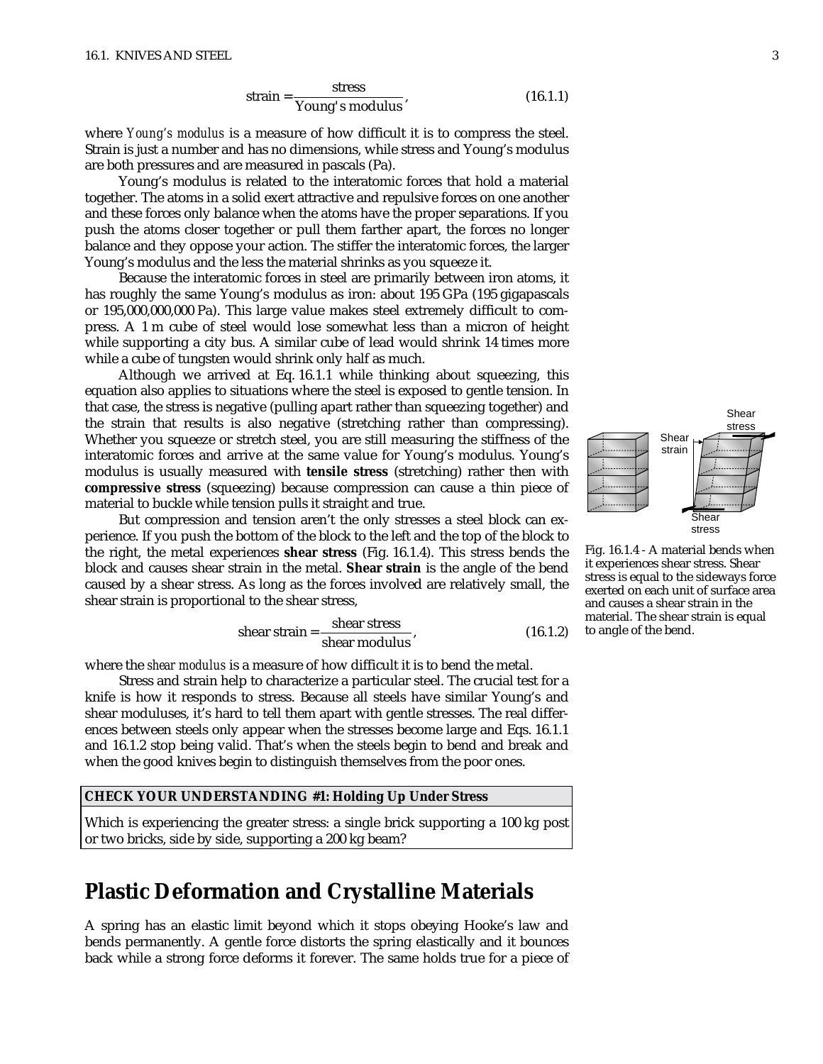$$\text{strain} = \frac{\text{stress}}{\text{Young's modulus}}, \tag{16.1.1}$$

where *Young's modulus* is a measure of how difficult it is to compress the steel. Strain is just a number and has no dimensions, while stress and Young's modulus are both pressures and are measured in pascals (Pa).

Young's modulus is related to the interatomic forces that hold a material together. The atoms in a solid exert attractive and repulsive forces on one another and these forces only balance when the atoms have the proper separations. If you push the atoms closer together or pull them farther apart, the forces no longer balance and they oppose your action. The stiffer the interatomic forces, the larger Young's modulus and the less the material shrinks as you squeeze it.

Because the interatomic forces in steel are primarily between iron atoms, it has roughly the same Young's modulus as iron: about 195 GPa (195 gigapascals or 195,000,000,000 Pa). This large value makes steel extremely difficult to compress. A 1 m cube of steel would lose somewhat less than a micron of height while supporting a city bus. A similar cube of lead would shrink 14 times more while a cube of tungsten would shrink only half as much.

Although we arrived at Eq. 16.1.1 while thinking about squeezing, this equation also applies to situations where the steel is exposed to gentle tension. In that case, the stress is negative (pulling apart rather than squeezing together) and the strain that results is also negative (stretching rather than compressing). Whether you squeeze or stretch steel, you are still measuring the stiffness of the interatomic forces and arrive at the same value for Young's modulus. Young's modulus is usually measured with **tensile stress** (stretching) rather then with **compressive stress** (squeezing) because compression can cause a thin piece of material to buckle while tension pulls it straight and true.

But compression and tension aren't the only stresses a steel block can experience. If you push the bottom of the block to the left and the top of the block to the right, the metal experiences **shear stress** (Fig. 16.1.4). This stress bends the block and causes shear strain in the metal. **Shear strain** is the angle of the bend caused by a shear stress. As long as the forces involved are relatively small, the shear strain is proportional to the shear stress,

Shear stress
Shear strain
Shear stress

Fig. 16.1.4 - A material bends when it experiences shear stress. Shear stress is equal to the sideways force exerted on each unit of surface area and causes a shear strain in the material. The shear strain is equal to angle of the bend.

$$\text{shear strain} = \frac{\text{shear stress}}{\text{shear modulus}}, \tag{16.1.2}$$

where the *shear modulus* is a measure of how difficult it is to bend the metal.

Stress and strain help to characterize a particular steel. The crucial test for a knife is how it responds to stress. Because all steels have similar Young's and shear moduluses, it's hard to tell them apart with gentle stresses. The real differences between steels only appear when the stresses become large and Eqs. 16.1.1 and 16.1.2 stop being valid. That's when the steels begin to bend and break and when the good knives begin to distinguish themselves from the poor ones.

**CHECK YOUR UNDERSTANDING #1: Holding Up Under Stress**

Which is experiencing the greater stress: a single brick supporting a 100 kg post or two bricks, side by side, supporting a 200 kg beam?

## Plastic Deformation and Crystalline Materials

A spring has an elastic limit beyond which it stops obeying Hooke's law and bends permanently. A gentle force distorts the spring elastically and it bounces back while a strong force deforms it forever. The same holds true for a piece of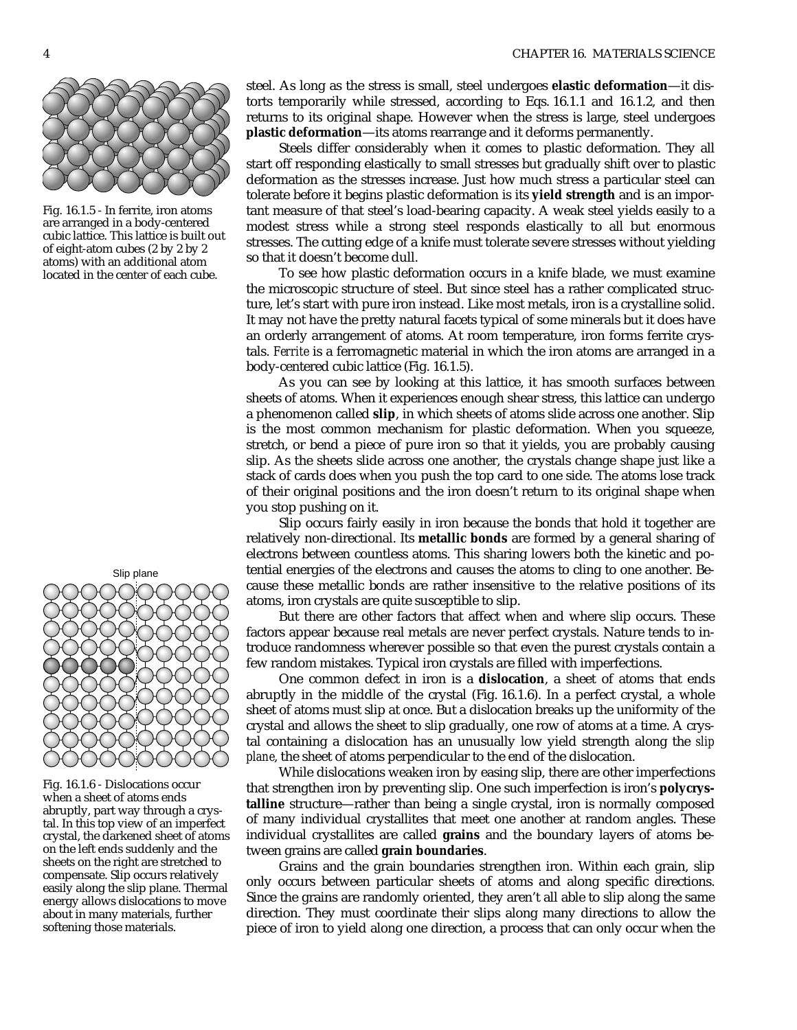steel. As long as the stress is small, steel undergoes **elastic deformation**—it distorts temporarily while stressed, according to Eqs. 16.1.1 and 16.1.2, and then returns to its original shape. However when the stress is large, steel undergoes **plastic deformation**—its atoms rearrange and it deforms permanently.

Steels differ considerably when it comes to plastic deformation. They all start off responding elastically to small stresses but gradually shift over to plastic deformation as the stresses increase. Just how much stress a particular steel can tolerate before it begins plastic deformation is its **yield strength** and is an important measure of that steel's load-bearing capacity. A weak steel yields easily to a modest stress while a strong steel responds elastically to all but enormous stresses. The cutting edge of a knife must tolerate severe stresses without yielding so that it doesn't become dull.

Fig. 16.1.5 - In ferrite, iron atoms are arranged in a body-centered cubic lattice. This lattice is built out of eight-atom cubes (2 by 2 by 2 atoms) with an additional atom located in the center of each cube.

To see how plastic deformation occurs in a knife blade, we must examine the microscopic structure of steel. But since steel has a rather complicated structure, let's start with pure iron instead. Like most metals, iron is a crystalline solid. It may not have the pretty natural facets typical of some minerals but it does have an orderly arrangement of atoms. At room temperature, iron forms ferrite crystals. *Ferrite* is a ferromagnetic material in which the iron atoms are arranged in a body-centered cubic lattice (Fig. 16.1.5).

As you can see by looking at this lattice, it has smooth surfaces between sheets of atoms. When it experiences enough shear stress, this lattice can undergo a phenomenon called **slip**, in which sheets of atoms slide across one another. Slip is the most common mechanism for plastic deformation. When you squeeze, stretch, or bend a piece of pure iron so that it yields, you are probably causing slip. As the sheets slide across one another, the crystals change shape just like a stack of cards does when you push the top card to one side. The atoms lose track of their original positions and the iron doesn't return to its original shape when you stop pushing on it.

Slip occurs fairly easily in iron because the bonds that hold it together are relatively non-directional. Its **metallic bonds** are formed by a general sharing of electrons between countless atoms. This sharing lowers both the kinetic and potential energies of the electrons and causes the atoms to cling to one another. Because these metallic bonds are rather insensitive to the relative positions of its atoms, iron crystals are quite susceptible to slip.

But there are other factors that affect when and where slip occurs. These factors appear because real metals are never perfect crystals. Nature tends to introduce randomness wherever possible so that even the purest crystals contain a few random mistakes. Typical iron crystals are filled with imperfections.

One common defect in iron is a **dislocation**, a sheet of atoms that ends abruptly in the middle of the crystal (Fig. 16.1.6). In a perfect crystal, a whole sheet of atoms must slip at once. But a dislocation breaks up the uniformity of the crystal and allows the sheet to slip gradually, one row of atoms at a time. A crystal containing a dislocation has an unusually low yield strength along the *slip plane*, the sheet of atoms perpendicular to the end of the dislocation.

Slip plane

Fig. 16.1.6 - Dislocations occur when a sheet of atoms ends abruptly, part way through a crystal. In this top view of an imperfect crystal, the darkened sheet of atoms on the left ends suddenly and the sheets on the right are stretched to compensate. Slip occurs relatively easily along the slip plane. Thermal energy allows dislocations to move about in many materials, further softening those materials.

While dislocations weaken iron by easing slip, there are other imperfections that strengthen iron by preventing slip. One such imperfection is iron's **polycrystalline** structure—rather than being a single crystal, iron is normally composed of many individual crystallites that meet one another at random angles. These individual crystallites are called **grains** and the boundary layers of atoms between grains are called **grain boundaries**.

Grains and the grain boundaries strengthen iron. Within each grain, slip only occurs between particular sheets of atoms and along specific directions. Since the grains are randomly oriented, they aren't all able to slip along the same direction. They must coordinate their slips along many directions to allow the piece of iron to yield along one direction, a process that can only occur when the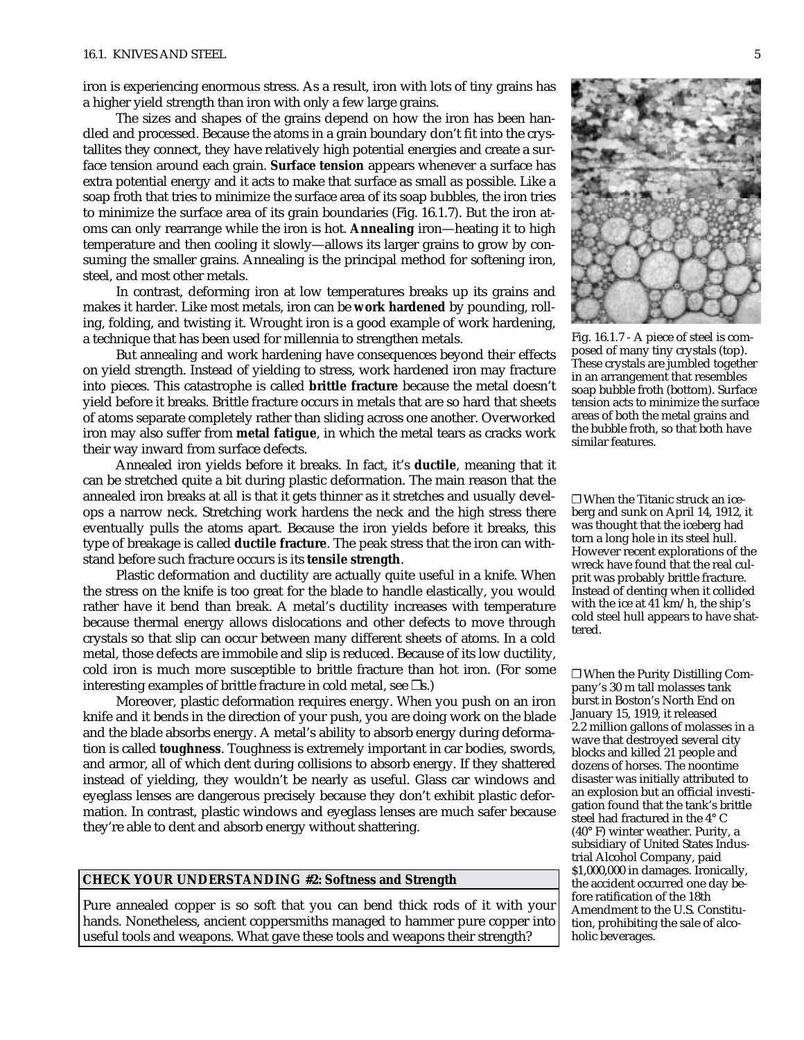iron is experiencing enormous stress. As a result, iron with lots of tiny grains has a higher yield strength than iron with only a few large grains.

The sizes and shapes of the grains depend on how the iron has been handled and processed. Because the atoms in a grain boundary don't fit into the crystallites they connect, they have relatively high potential energies and create a surface tension around each grain. **Surface tension** appears whenever a surface has extra potential energy and it acts to make that surface as small as possible. Like a soap froth that tries to minimize the surface area of its soap bubbles, the iron tries to minimize the surface area of its grain boundaries (Fig. 16.1.7). But the iron atoms can only rearrange while the iron is hot. **Annealing** iron—heating it to high temperature and then cooling it slowly—allows its larger grains to grow by consuming the smaller grains. Annealing is the principal method for softening iron, steel, and most other metals.

In contrast, deforming iron at low temperatures breaks up its grains and makes it harder. Like most metals, iron can be **work hardened** by pounding, rolling, folding, and twisting it. Wrought iron is a good example of work hardening, a technique that has been used for millennia to strengthen metals.

Fig. 16.1.7 - A piece of steel is composed of many tiny crystals (top). These crystals are jumbled together in an arrangement that resembles soap bubble froth (bottom). Surface tension acts to minimize the surface areas of both the metal grains and the bubble froth, so that both have similar features.

But annealing and work hardening have consequences beyond their effects on yield strength. Instead of yielding to stress, work hardened iron may fracture into pieces. This catastrophe is called **brittle fracture** because the metal doesn't yield before it breaks. Brittle fracture occurs in metals that are so hard that sheets of atoms separate completely rather than sliding across one another. Overworked iron may also suffer from **metal fatigue**, in which the metal tears as cracks work their way inward from surface defects.

Annealed iron yields before it breaks. In fact, it's **ductile**, meaning that it can be stretched quite a bit during plastic deformation. The main reason that the annealed iron breaks at all is that it gets thinner as it stretches and usually develops a narrow neck. Stretching work hardens the neck and the high stress there eventually pulls the atoms apart. Because the iron yields before it breaks, this type of breakage is called **ductile fracture**. The peak stress that the iron can withstand before such fracture occurs is its **tensile strength**.

❐ When the Titanic struck an iceberg and sunk on April 14, 1912, it was thought that the iceberg had torn a long hole in its steel hull. However recent explorations of the wreck have found that the real culprit was probably brittle fracture. Instead of denting when it collided with the ice at 41 km/h, the ship's cold steel hull appears to have shattered.

Plastic deformation and ductility are actually quite useful in a knife. When the stress on the knife is too great for the blade to handle elastically, you would rather have it bend than break. A metal's ductility increases with temperature because thermal energy allows dislocations and other defects to move through crystals so that slip can occur between many different sheets of atoms. In a cold metal, those defects are immobile and slip is reduced. Because of its low ductility, cold iron is much more susceptible to brittle fracture than hot iron. (For some interesting examples of brittle fracture in cold metal, see ❐s.)

Moreover, plastic deformation requires energy. When you push on an iron knife and it bends in the direction of your push, you are doing work on the blade and the blade absorbs energy. A metal's ability to absorb energy during deformation is called **toughness**. Toughness is extremely important in car bodies, swords, and armor, all of which dent during collisions to absorb energy. If they shattered instead of yielding, they wouldn't be nearly as useful. Glass car windows and eyeglass lenses are dangerous precisely because they don't exhibit plastic deformation. In contrast, plastic windows and eyeglass lenses are much safer because they're able to dent and absorb energy without shattering.

❐ When the Purity Distilling Company's 30 m tall molasses tank burst in Boston's North End on January 15, 1919, it released 2.2 million gallons of molasses in a wave that destroyed several city blocks and killed 21 people and dozens of horses. The noontime disaster was initially attributed to an explosion but an official investigation found that the tank's brittle steel had fractured in the 4° C (40° F) winter weather. Purity, a subsidiary of United States Industrial Alcohol Company, paid $1,000,000 in damages. Ironically, the accident occurred one day before ratification of the 18th Amendment to the U.S. Constitution, prohibiting the sale of alcoholic beverages.

**CHECK YOUR UNDERSTANDING #2: Softness and Strength**

Pure annealed copper is so soft that you can bend thick rods of it with your hands. Nonetheless, ancient coppersmiths managed to hammer pure copper into useful tools and weapons. What gave these tools and weapons their strength?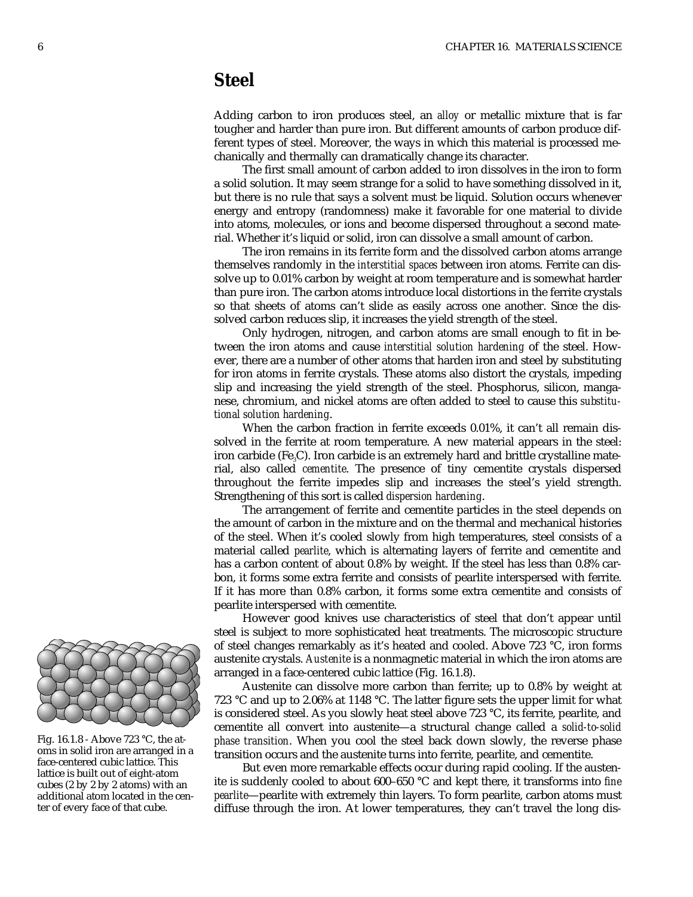## Steel

Adding carbon to iron produces steel, an *alloy* or metallic mixture that is far tougher and harder than pure iron. But different amounts of carbon produce different types of steel. Moreover, the ways in which this material is processed mechanically and thermally can dramatically change its character.

The first small amount of carbon added to iron dissolves in the iron to form a solid solution. It may seem strange for a solid to have something dissolved in it, but there is no rule that says a solvent must be liquid. Solution occurs whenever energy and entropy (randomness) make it favorable for one material to divide into atoms, molecules, or ions and become dispersed throughout a second material. Whether it's liquid or solid, iron can dissolve a small amount of carbon.

The iron remains in its ferrite form and the dissolved carbon atoms arrange themselves randomly in the *interstitial spaces* between iron atoms. Ferrite can dissolve up to 0.01% carbon by weight at room temperature and is somewhat harder than pure iron. The carbon atoms introduce local distortions in the ferrite crystals so that sheets of atoms can't slide as easily across one another. Since the dissolved carbon reduces slip, it increases the yield strength of the steel.

Only hydrogen, nitrogen, and carbon atoms are small enough to fit in between the iron atoms and cause *interstitial solution hardening* of the steel. However, there are a number of other atoms that harden iron and steel by substituting for iron atoms in ferrite crystals. These atoms also distort the crystals, impeding slip and increasing the yield strength of the steel. Phosphorus, silicon, manganese, chromium, and nickel atoms are often added to steel to cause this *substitutional solution hardening*.

When the carbon fraction in ferrite exceeds 0.01%, it can't all remain dissolved in the ferrite at room temperature. A new material appears in the steel: iron carbide ($Fe_3C$). Iron carbide is an extremely hard and brittle crystalline material, also called *cementite*. The presence of tiny cementite crystals dispersed throughout the ferrite impedes slip and increases the steel's yield strength. Strengthening of this sort is called *dispersion hardening*.

The arrangement of ferrite and cementite particles in the steel depends on the amount of carbon in the mixture and on the thermal and mechanical histories of the steel. When it's cooled slowly from high temperatures, steel consists of a material called *pearlite*, which is alternating layers of ferrite and cementite and has a carbon content of about 0.8% by weight. If the steel has less than 0.8% carbon, it forms some extra ferrite and consists of pearlite interspersed with ferrite. If it has more than 0.8% carbon, it forms some extra cementite and consists of pearlite interspersed with cementite.

However good knives use characteristics of steel that don't appear until steel is subject to more sophisticated heat treatments. The microscopic structure of steel changes remarkably as it's heated and cooled. Above 723 °C, iron forms austenite crystals. *Austenite* is a nonmagnetic material in which the iron atoms are arranged in a face-centered cubic lattice (Fig. 16.1.8).

Fig. 16.1.8 - Above 723 °C, the atoms in solid iron are arranged in a face-centered cubic lattice. This lattice is built out of eight-atom cubes (2 by 2 by 2 atoms) with an additional atom located in the center of every face of that cube.

Austenite can dissolve more carbon than ferrite; up to 0.8% by weight at 723 °C and up to 2.06% at 1148 °C. The latter figure sets the upper limit for what is considered steel. As you slowly heat steel above 723 °C, its ferrite, pearlite, and cementite all convert into austenite—a structural change called a *solid-to-solid phase transition*. When you cool the steel back down slowly, the reverse phase transition occurs and the austenite turns into ferrite, pearlite, and cementite.

But even more remarkable effects occur during rapid cooling. If the austenite is suddenly cooled to about 600–650 °C and kept there, it transforms into *fine pearlite*—pearlite with extremely thin layers. To form pearlite, carbon atoms must diffuse through the iron. At lower temperatures, they can't travel the long dis-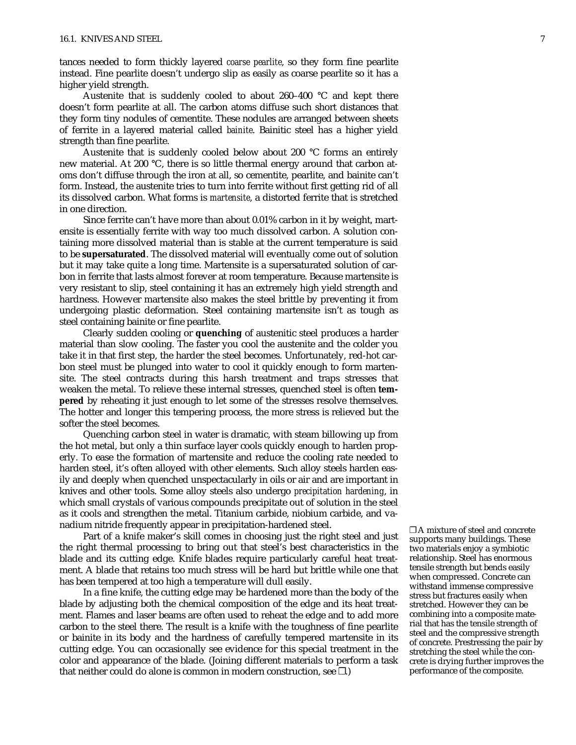tances needed to form thickly layered *coarse pearlite*, so they form fine pearlite instead. Fine pearlite doesn't undergo slip as easily as coarse pearlite so it has a higher yield strength.

Austenite that is suddenly cooled to about 260–400 °C and kept there doesn't form pearlite at all. The carbon atoms diffuse such short distances that they form tiny nodules of cementite. These nodules are arranged between sheets of ferrite in a layered material called *bainite*. Bainitic steel has a higher yield strength than fine pearlite.

Austenite that is suddenly cooled below about 200 °C forms an entirely new material. At 200 °C, there is so little thermal energy around that carbon atoms don't diffuse through the iron at all, so cementite, pearlite, and bainite can't form. Instead, the austenite tries to turn into ferrite without first getting rid of all its dissolved carbon. What forms is *martensite*, a distorted ferrite that is stretched in one direction.

Since ferrite can't have more than about 0.01% carbon in it by weight, martensite is essentially ferrite with way too much dissolved carbon. A solution containing more dissolved material than is stable at the current temperature is said to be **supersaturated**. The dissolved material will eventually come out of solution but it may take quite a long time. Martensite is a supersaturated solution of carbon in ferrite that lasts almost forever at room temperature. Because martensite is very resistant to slip, steel containing it has an extremely high yield strength and hardness. However martensite also makes the steel brittle by preventing it from undergoing plastic deformation. Steel containing martensite isn't as tough as steel containing bainite or fine pearlite.

Clearly sudden cooling or **quenching** of austenitic steel produces a harder material than slow cooling. The faster you cool the austenite and the colder you take it in that first step, the harder the steel becomes. Unfortunately, red-hot carbon steel must be plunged into water to cool it quickly enough to form martensite. The steel contracts during this harsh treatment and traps stresses that weaken the metal. To relieve these internal stresses, quenched steel is often **tempered** by reheating it just enough to let some of the stresses resolve themselves. The hotter and longer this tempering process, the more stress is relieved but the softer the steel becomes.

Quenching carbon steel in water is dramatic, with steam billowing up from the hot metal, but only a thin surface layer cools quickly enough to harden properly. To ease the formation of martensite and reduce the cooling rate needed to harden steel, it's often alloyed with other elements. Such alloy steels harden easily and deeply when quenched unspectacularly in oils or air and are important in knives and other tools. Some alloy steels also undergo *precipitation hardening*, in which small crystals of various compounds precipitate out of solution in the steel as it cools and strengthen the metal. Titanium carbide, niobium carbide, and vanadium nitride frequently appear in precipitation-hardened steel.

Part of a knife maker's skill comes in choosing just the right steel and just the right thermal processing to bring out that steel's best characteristics in the blade and its cutting edge. Knife blades require particularly careful heat treatment. A blade that retains too much stress will be hard but brittle while one that has been tempered at too high a temperature will dull easily.

In a fine knife, the cutting edge may be hardened more than the body of the blade by adjusting both the chemical composition of the edge and its heat treatment. Flames and laser beams are often used to reheat the edge and to add more carbon to the steel there. The result is a knife with the toughness of fine pearlite or bainite in its body and the hardness of carefully tempered martensite in its cutting edge. You can occasionally see evidence for this special treatment in the color and appearance of the blade. (Joining different materials to perform a task that neither could do alone is common in modern construction, see ❐.)

❐ A mixture of steel and concrete supports many buildings. These two materials enjoy a symbiotic relationship. Steel has enormous tensile strength but bends easily when compressed. Concrete can withstand immense compressive stress but fractures easily when stretched. However they can be combining into a composite material that has the tensile strength of steel and the compressive strength of concrete. Prestressing the pair by stretching the steel while the concrete is drying further improves the performance of the composite.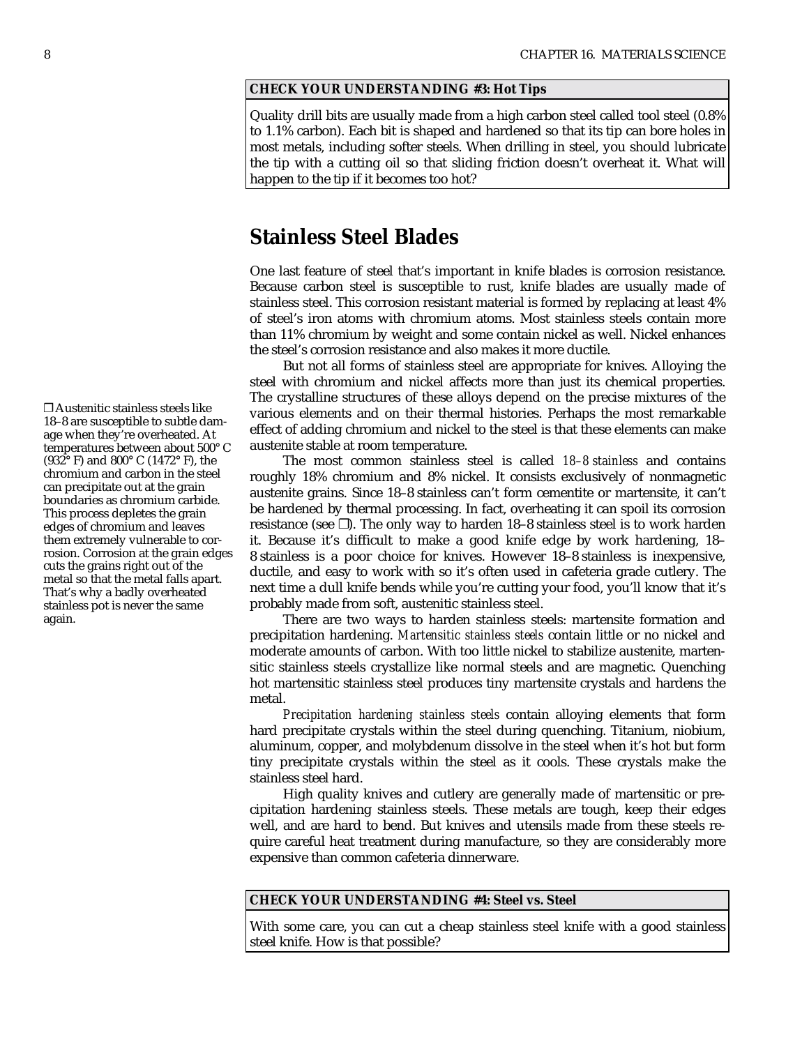**CHECK YOUR UNDERSTANDING #3: Hot Tips**

Quality drill bits are usually made from a high carbon steel called tool steel (0.8% to 1.1% carbon). Each bit is shaped and hardened so that its tip can bore holes in most metals, including softer steels. When drilling in steel, you should lubricate the tip with a cutting oil so that sliding friction doesn't overheat it. What will happen to the tip if it becomes too hot?

## Stainless Steel Blades

One last feature of steel that's important in knife blades is corrosion resistance. Because carbon steel is susceptible to rust, knife blades are usually made of stainless steel. This corrosion resistant material is formed by replacing at least 4% of steel's iron atoms with chromium atoms. Most stainless steels contain more than 11% chromium by weight and some contain nickel as well. Nickel enhances the steel's corrosion resistance and also makes it more ductile.

But not all forms of stainless steel are appropriate for knives. Alloying the steel with chromium and nickel affects more than just its chemical properties. The crystalline structures of these alloys depend on the precise mixtures of the various elements and on their thermal histories. Perhaps the most remarkable effect of adding chromium and nickel to the steel is that these elements can make austenite stable at room temperature.

The most common stainless steel is called *18–8 stainless* and contains roughly 18% chromium and 8% nickel. It consists exclusively of nonmagnetic austenite grains. Since 18–8 stainless can't form cementite or martensite, it can't be hardened by thermal processing. In fact, overheating it can spoil its corrosion resistance (see ❒). The only way to harden 18–8 stainless steel is to work harden it. Because it's difficult to make a good knife edge by work hardening, 18–8 stainless is a poor choice for knives. However 18–8 stainless is inexpensive, ductile, and easy to work with so it's often used in cafeteria grade cutlery. The next time a dull knife bends while you're cutting your food, you'll know that it's probably made from soft, austenitic stainless steel.

❒ Austenitic stainless steels like 18–8 are susceptible to subtle damage when they're overheated. At temperatures between about 500° C (932° F) and 800° C (1472° F), the chromium and carbon in the steel can precipitate out at the grain boundaries as chromium carbide. This process depletes the grain edges of chromium and leaves them extremely vulnerable to corrosion. Corrosion at the grain edges cuts the grains right out of the metal so that the metal falls apart. That's why a badly overheated stainless pot is never the same again.

There are two ways to harden stainless steels: martensite formation and precipitation hardening. *Martensitic stainless steels* contain little or no nickel and moderate amounts of carbon. With too little nickel to stabilize austenite, martensitic stainless steels crystallize like normal steels and are magnetic. Quenching hot martensitic stainless steel produces tiny martensite crystals and hardens the metal.

*Precipitation hardening stainless steels* contain alloying elements that form hard precipitate crystals within the steel during quenching. Titanium, niobium, aluminum, copper, and molybdenum dissolve in the steel when it's hot but form tiny precipitate crystals within the steel as it cools. These crystals make the stainless steel hard.

High quality knives and cutlery are generally made of martensitic or precipitation hardening stainless steels. These metals are tough, keep their edges well, and are hard to bend. But knives and utensils made from these steels require careful heat treatment during manufacture, so they are considerably more expensive than common cafeteria dinnerware.

**CHECK YOUR UNDERSTANDING #4: Steel vs. Steel**

With some care, you can cut a cheap stainless steel knife with a good stainless steel knife. How is that possible?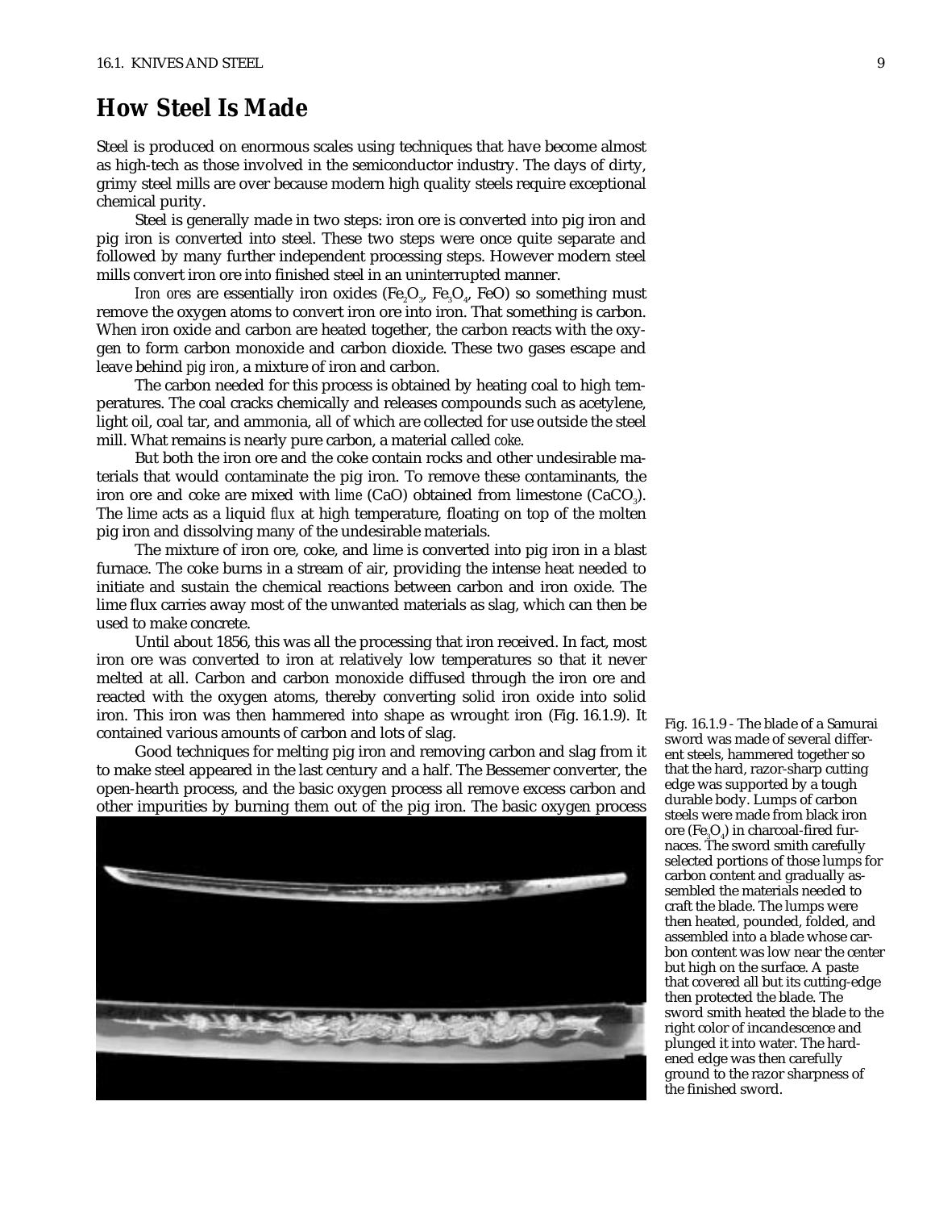# How Steel Is Made

Steel is produced on enormous scales using techniques that have become almost as high-tech as those involved in the semiconductor industry. The days of dirty, grimy steel mills are over because modern high quality steels require exceptional chemical purity.

Steel is generally made in two steps: iron ore is converted into pig iron and pig iron is converted into steel. These two steps were once quite separate and followed by many further independent processing steps. However modern steel mills convert iron ore into finished steel in an uninterrupted manner.

*Iron ores* are essentially iron oxides ($Fe_2O_3$, $Fe_3O_4$, FeO) so something must remove the oxygen atoms to convert iron ore into iron. That something is carbon. When iron oxide and carbon are heated together, the carbon reacts with the oxygen to form carbon monoxide and carbon dioxide. These two gases escape and leave behind *pig iron*, a mixture of iron and carbon.

The carbon needed for this process is obtained by heating coal to high temperatures. The coal cracks chemically and releases compounds such as acetylene, light oil, coal tar, and ammonia, all of which are collected for use outside the steel mill. What remains is nearly pure carbon, a material called *coke*.

But both the iron ore and the coke contain rocks and other undesirable materials that would contaminate the pig iron. To remove these contaminants, the iron ore and coke are mixed with *lime* (CaO) obtained from limestone ($CaCO_3$). The lime acts as a liquid *flux* at high temperature, floating on top of the molten pig iron and dissolving many of the undesirable materials.

The mixture of iron ore, coke, and lime is converted into pig iron in a blast furnace. The coke burns in a stream of air, providing the intense heat needed to initiate and sustain the chemical reactions between carbon and iron oxide. The lime flux carries away most of the unwanted materials as slag, which can then be used to make concrete.

Until about 1856, this was all the processing that iron received. In fact, most iron ore was converted to iron at relatively low temperatures so that it never melted at all. Carbon and carbon monoxide diffused through the iron ore and reacted with the oxygen atoms, thereby converting solid iron oxide into solid iron. This iron was then hammered into shape as wrought iron (Fig. 16.1.9). It contained various amounts of carbon and lots of slag.

Good techniques for melting pig iron and removing carbon and slag from it to make steel appeared in the last century and a half. The Bessemer converter, the open-hearth process, and the basic oxygen process all remove excess carbon and other impurities by burning them out of the pig iron. The basic oxygen process

Fig. 16.1.9 - The blade of a Samurai sword was made of several different steels, hammered together so that the hard, razor-sharp cutting edge was supported by a tough durable body. Lumps of carbon steels were made from black iron ore ($Fe_3O_4$) in charcoal-fired furnaces. The sword smith carefully selected portions of those lumps for carbon content and gradually assembled the materials needed to craft the blade. The lumps were then heated, pounded, folded, and assembled into a blade whose carbon content was low near the center but high on the surface. A paste that covered all but its cutting-edge then protected the blade. The sword smith heated the blade to the right color of incandescence and plunged it into water. The hardened edge was then carefully ground to the razor sharpness of the finished sword.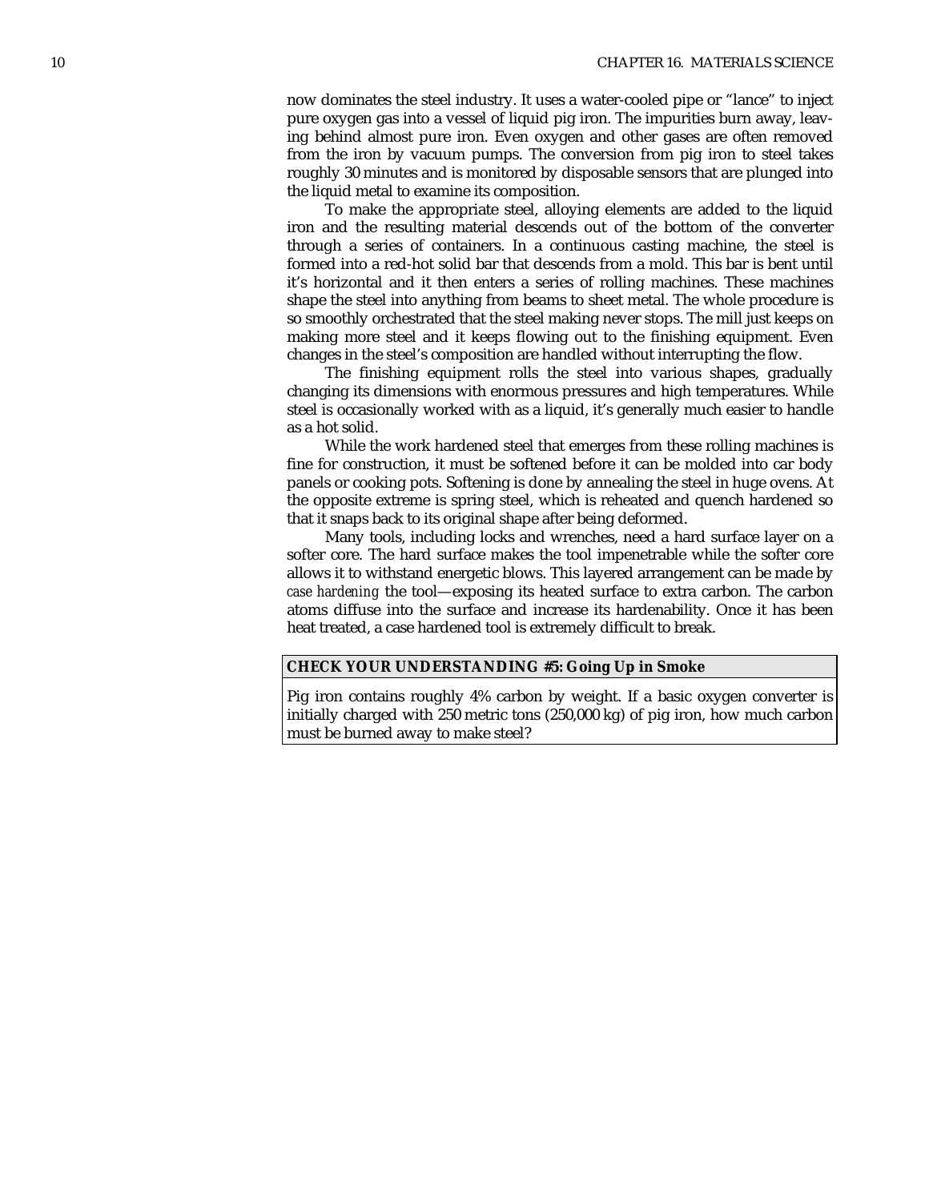now dominates the steel industry. It uses a water-cooled pipe or "lance" to inject pure oxygen gas into a vessel of liquid pig iron. The impurities burn away, leaving behind almost pure iron. Even oxygen and other gases are often removed from the iron by vacuum pumps. The conversion from pig iron to steel takes roughly 30 minutes and is monitored by disposable sensors that are plunged into the liquid metal to examine its composition.

To make the appropriate steel, alloying elements are added to the liquid iron and the resulting material descends out of the bottom of the converter through a series of containers. In a continuous casting machine, the steel is formed into a red-hot solid bar that descends from a mold. This bar is bent until it's horizontal and it then enters a series of rolling machines. These machines shape the steel into anything from beams to sheet metal. The whole procedure is so smoothly orchestrated that the steel making never stops. The mill just keeps on making more steel and it keeps flowing out to the finishing equipment. Even changes in the steel's composition are handled without interrupting the flow.

The finishing equipment rolls the steel into various shapes, gradually changing its dimensions with enormous pressures and high temperatures. While steel is occasionally worked with as a liquid, it's generally much easier to handle as a hot solid.

While the work hardened steel that emerges from these rolling machines is fine for construction, it must be softened before it can be molded into car body panels or cooking pots. Softening is done by annealing the steel in huge ovens. At the opposite extreme is spring steel, which is reheated and quench hardened so that it snaps back to its original shape after being deformed.

Many tools, including locks and wrenches, need a hard surface layer on a softer core. The hard surface makes the tool impenetrable while the softer core allows it to withstand energetic blows. This layered arrangement can be made by *case hardening* the tool—exposing its heated surface to extra carbon. The carbon atoms diffuse into the surface and increase its hardenability. Once it has been heat treated, a case hardened tool is extremely difficult to break.

**CHECK YOUR UNDERSTANDING #5: Going Up in Smoke**

Pig iron contains roughly 4% carbon by weight. If a basic oxygen converter is initially charged with 250 metric tons (250,000 kg) of pig iron, how much carbon must be burned away to make steel?